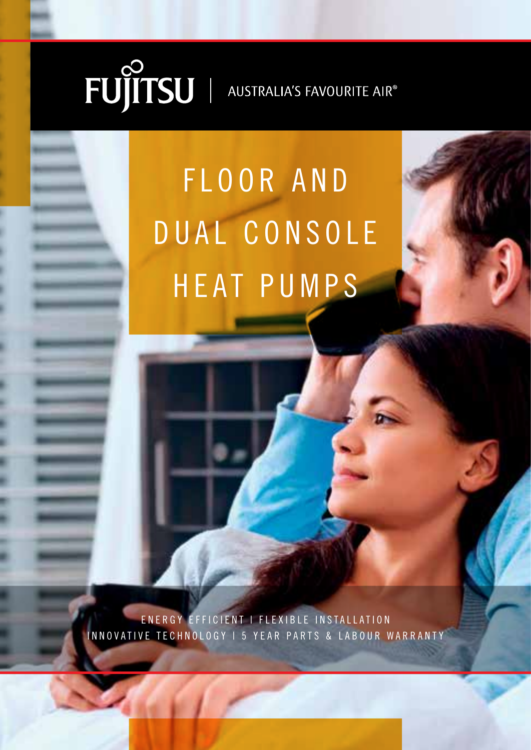FUJITSU | AUSTRALIA'S FAVOURITE AIR®

# FLOOR AND DUAL CONSOLE HEAT PUMPS

ENERGY EFFICIENT | FLEXIBLE INSTALLATION
INNOVATIVE TECHNOLOGY | 5 YEAR PARTS & LABOUR WARRANTY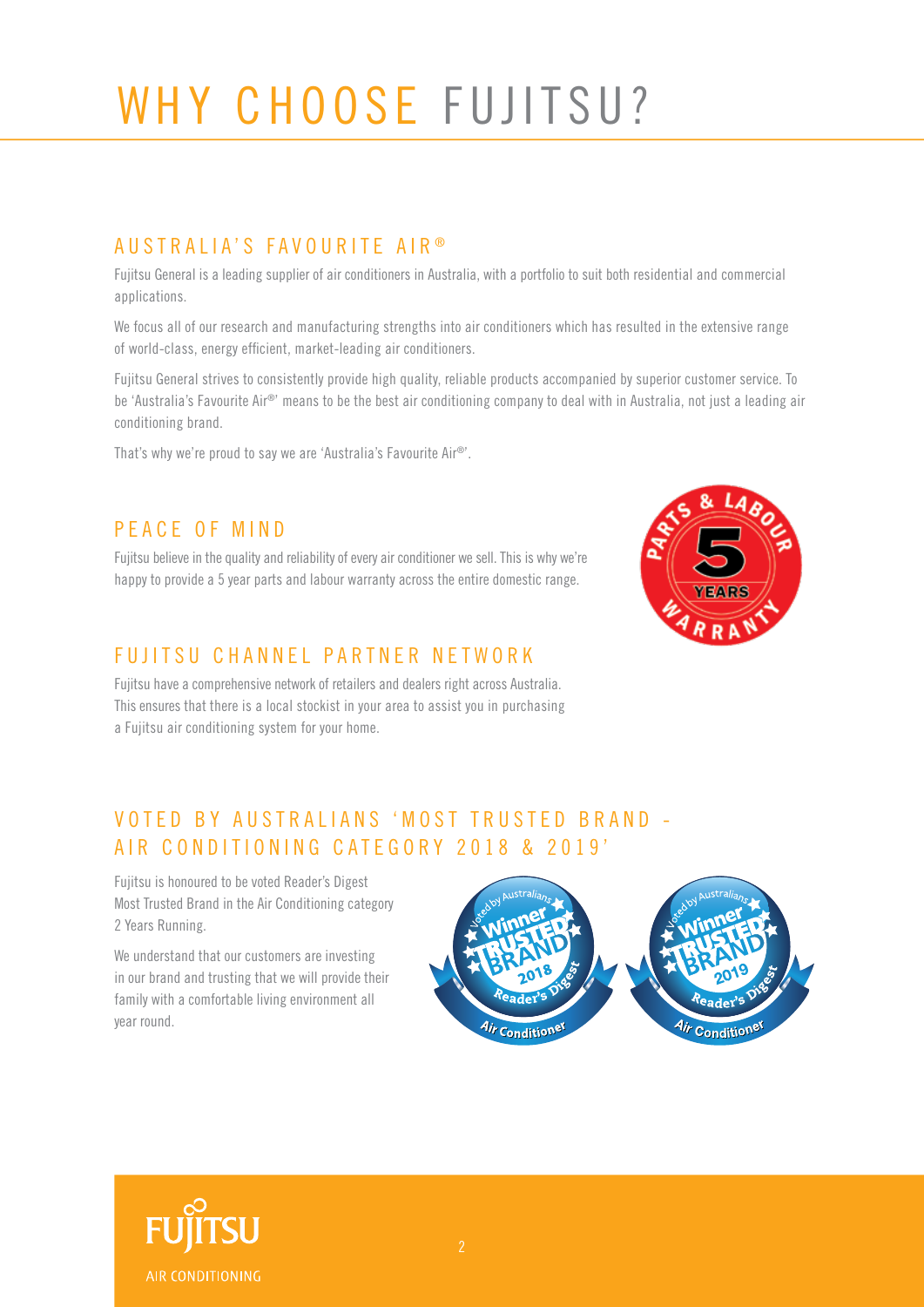# WHY CHOOSE FUJITSU?

## AUSTRALIA'S FAVOURITE AIR®

Fujitsu General is a leading supplier of air conditioners in Australia, with a portfolio to suit both residential and commercial applications.

We focus all of our research and manufacturing strengths into air conditioners which has resulted in the extensive range of world-class, energy efficient, market-leading air conditioners.

Fujitsu General strives to consistently provide high quality, reliable products accompanied by superior customer service. To be 'Australia's Favourite Air®' means to be the best air conditioning company to deal with in Australia, not just a leading air conditioning brand.

That's why we're proud to say we are 'Australia's Favourite Air®'.

## PEACE OF MIND

Fujitsu believe in the quality and reliability of every air conditioner we sell. This is why we're happy to provide a 5 year parts and labour warranty across the entire domestic range.

## FUJITSU CHANNEL PARTNER NETWORK

Fujitsu have a comprehensive network of retailers and dealers right across Australia. This ensures that there is a local stockist in your area to assist you in purchasing a Fujitsu air conditioning system for your home.

## VOTED BY AUSTRALIANS 'MOST TRUSTED BRAND - AIR CONDITIONING CATEGORY 2018 & 2019'

Fujitsu is honoured to be voted Reader's Digest Most Trusted Brand in the Air Conditioning category 2 Years Running.

We understand that our customers are investing in our brand and trusting that we will provide their family with a comfortable living environment all year round.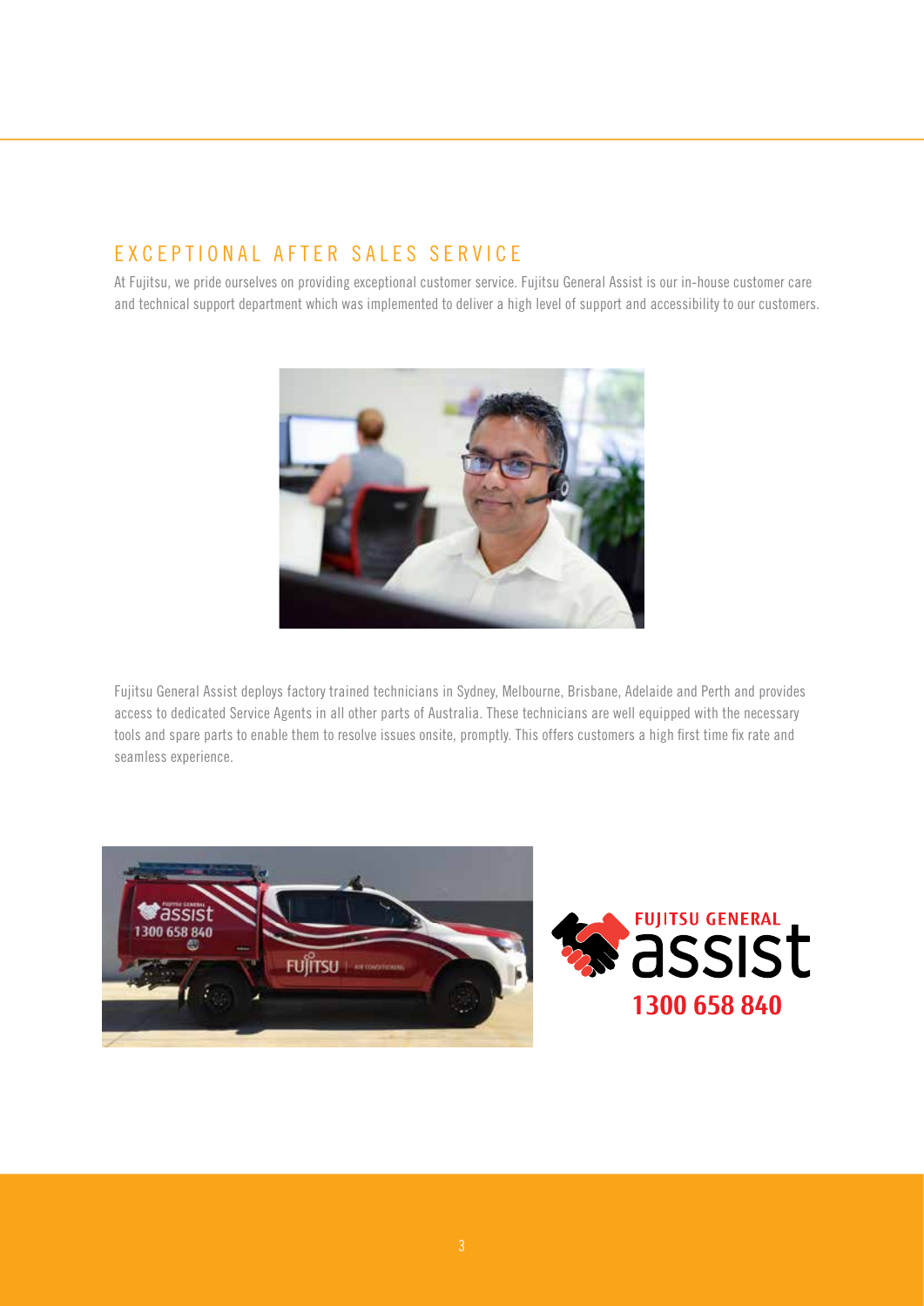## EXCEPTIONAL AFTER SALES SERVICE

At Fujitsu, we pride ourselves on providing exceptional customer service. Fujitsu General Assist is our in-house customer care and technical support department which was implemented to deliver a high level of support and accessibility to our customers.

Fujitsu General Assist deploys factory trained technicians in Sydney, Melbourne, Brisbane, Adelaide and Perth and provides access to dedicated Service Agents in all other parts of Australia. These technicians are well equipped with the necessary tools and spare parts to enable them to resolve issues onsite, promptly. This offers customers a high first time fix rate and seamless experience.

FUJITSU GENERAL assist

1300 658 840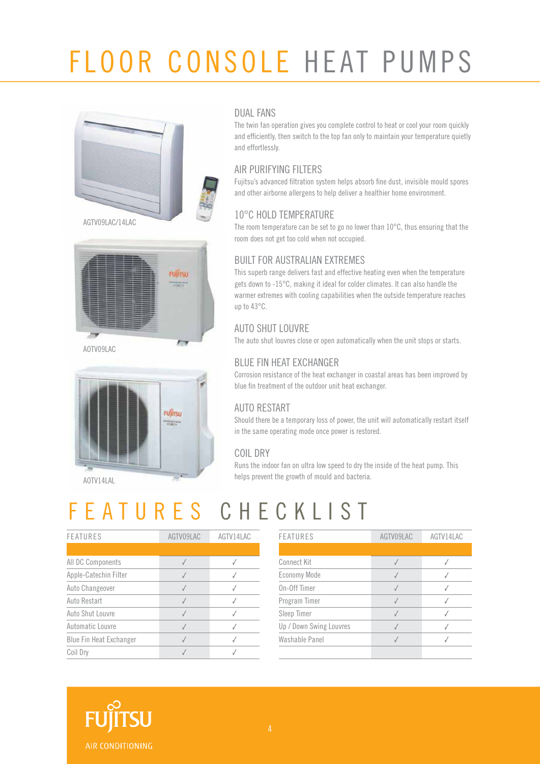# FLOOR CONSOLE HEAT PUMPS

AGTV09LAC/14LAC

AOTV09LAC

AOTV14LAL

### DUAL FANS

The twin fan operation gives you complete control to heat or cool your room quickly and efficiently, then switch to the top fan only to maintain your temperature quietly and effortlessly.

### AIR PURIFYING FILTERS

Fujitsu's advanced filtration system helps absorb fine dust, invisible mould spores and other airborne allergens to help deliver a healthier home environment.

### 10°C HOLD TEMPERATURE

The room temperature can be set to go no lower than 10°C, thus ensuring that the room does not get too cold when not occupied.

### BUILT FOR AUSTRALIAN EXTREMES

This superb range delivers fast and effective heating even when the temperature gets down to -15°C, making it ideal for colder climates. It can also handle the warmer extremes with cooling capabilities when the outside temperature reaches up to 43°C.

### AUTO SHUT LOUVRE

The auto shut louvres close or open automatically when the unit stops or starts.

### BLUE FIN HEAT EXCHANGER

Corrosion resistance of the heat exchanger in coastal areas has been improved by blue fin treatment of the outdoor unit heat exchanger.

### AUTO RESTART

Should there be a temporary loss of power, the unit will automatically restart itself in the same operating mode once power is restored.

### COIL DRY

Runs the indoor fan on ultra low speed to dry the inside of the heat pump. This helps prevent the growth of mould and bacteria.

# FEATURES CHECKLIST

| FEATURES | AGTV09LAC | AGTV14LAC |
| --- | --- | --- |
| All DC Components | ✓ | ✓ |
| Apple-Catechin Filter | ✓ | ✓ |
| Auto Changeover | ✓ | ✓ |
| Auto Restart | ✓ | ✓ |
| Auto Shut Louvre | ✓ | ✓ |
| Automatic Louvre | ✓ | ✓ |
| Blue Fin Heat Exchanger | ✓ | ✓ |
| Coil Dry | ✓ | ✓ |

| FEATURES | AGTV09LAC | AGTV14LAC |
| --- | --- | --- |
| Connect Kit | ✓ | ✓ |
| Economy Mode | ✓ | ✓ |
| On-Off Timer | ✓ | ✓ |
| Program Timer | ✓ | ✓ |
| Sleep Timer | ✓ | ✓ |
| Up / Down Swing Louvres | ✓ | ✓ |
| Washable Panel | ✓ | ✓ |

FUJITSU AIR CONDITIONING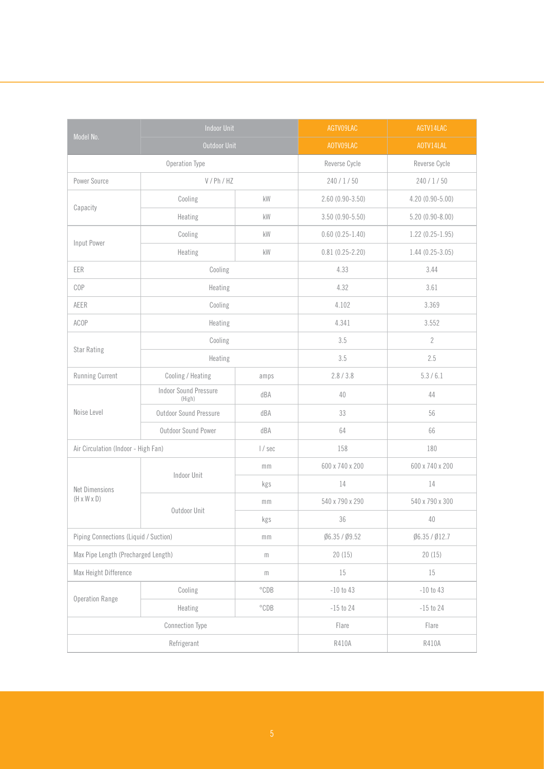| Model No. | Indoor Unit | | AGTV09LAC | AGTV14LAC |
|---|---|---|---|---|
| | Outdoor Unit | | AOTV09LAC | AOTV14LAL |
| Operation Type | | | Reverse Cycle | Reverse Cycle |
| Power Source | V / Ph / HZ | | 240 / 1 / 50 | 240 / 1 / 50 |
| Capacity | Cooling | kW | 2.60 (0.90-3.50) | 4.20 (0.90-5.00) |
| | Heating | kW | 3.50 (0.90-5.50) | 5.20 (0.90-8.00) |
| Input Power | Cooling | kW | 0.60 (0.25-1.40) | 1.22 (0.25-1.95) |
| | Heating | kW | 0.81 (0.25-2.20) | 1.44 (0.25-3.05) |
| EER | Cooling | | 4.33 | 3.44 |
| COP | Heating | | 4.32 | 3.61 |
| AEER | Cooling | | 4.102 | 3.369 |
| ACOP | Heating | | 4.341 | 3.552 |
| Star Rating | Cooling | | 3.5 | 2 |
| | Heating | | 3.5 | 2.5 |
| Running Current | Cooling / Heating | amps | 2.8 / 3.8 | 5.3 / 6.1 |
| Noise Level | Indoor Sound Pressure (High) | dBA | 40 | 44 |
| | Outdoor Sound Pressure | dBA | 33 | 56 |
| | Outdoor Sound Power | dBA | 64 | 66 |
| Air Circulation (Indoor - High Fan) | | l / sec | 158 | 180 |
| Net Dimensions (H x W x D) | Indoor Unit | mm | 600 x 740 x 200 | 600 x 740 x 200 |
| | | kgs | 14 | 14 |
| | Outdoor Unit | mm | 540 x 790 x 290 | 540 x 790 x 300 |
| | | kgs | 36 | 40 |
| Piping Connections (Liquid / Suction) | | mm | Ø6.35 / Ø9.52 | Ø6.35 / Ø12.7 |
| Max Pipe Length (Precharged Length) | | m | 20 (15) | 20 (15) |
| Max Height Difference | | m | 15 | 15 |
| Operation Range | Cooling | °CDB | -10 to 43 | -10 to 43 |
| | Heating | °CDB | -15 to 24 | -15 to 24 |
| Connection Type | | | Flare | Flare |
| Refrigerant | | | R410A | R410A |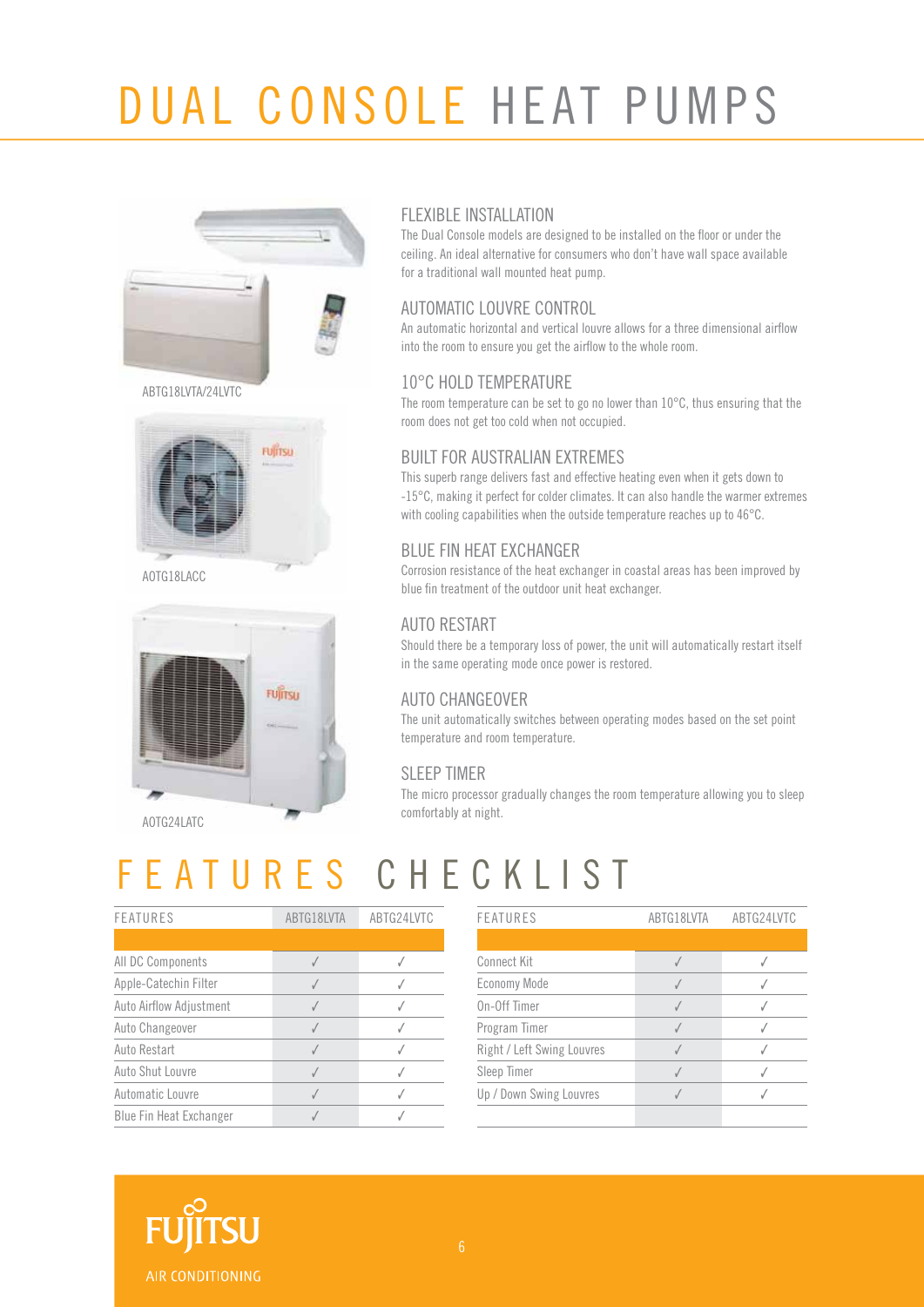# DUAL CONSOLE HEAT PUMPS

ABTG18LVTA/24LVTC

AOTG18LACC

AOTG24LATC

## FLEXIBLE INSTALLATION

The Dual Console models are designed to be installed on the floor or under the ceiling. An ideal alternative for consumers who don't have wall space available for a traditional wall mounted heat pump.

## AUTOMATIC LOUVRE CONTROL

An automatic horizontal and vertical louvre allows for a three dimensional airflow into the room to ensure you get the airflow to the whole room.

## 10°C HOLD TEMPERATURE

The room temperature can be set to go no lower than 10°C, thus ensuring that the room does not get too cold when not occupied.

## BUILT FOR AUSTRALIAN EXTREMES

This superb range delivers fast and effective heating even when it gets down to -15°C, making it perfect for colder climates. It can also handle the warmer extremes with cooling capabilities when the outside temperature reaches up to 46°C.

## BLUE FIN HEAT EXCHANGER

Corrosion resistance of the heat exchanger in coastal areas has been improved by blue fin treatment of the outdoor unit heat exchanger.

## AUTO RESTART

Should there be a temporary loss of power, the unit will automatically restart itself in the same operating mode once power is restored.

## AUTO CHANGEOVER

The unit automatically switches between operating modes based on the set point temperature and room temperature.

## SLEEP TIMER

The micro processor gradually changes the room temperature allowing you to sleep comfortably at night.

# FEATURES CHECKLIST

| FEATURES | ABTG18LVTA | ABTG24LVTC |
|---|---|---|
| All DC Components | ✓ | ✓ |
| Apple-Catechin Filter | ✓ | ✓ |
| Auto Airflow Adjustment | ✓ | ✓ |
| Auto Changeover | ✓ | ✓ |
| Auto Restart | ✓ | ✓ |
| Auto Shut Louvre | ✓ | ✓ |
| Automatic Louvre | ✓ | ✓ |
| Blue Fin Heat Exchanger | ✓ | ✓ |
| Connect Kit | ✓ | ✓ |
| Economy Mode | ✓ | ✓ |
| On-Off Timer | ✓ | ✓ |
| Program Timer | ✓ | ✓ |
| Right / Left Swing Louvres | ✓ | ✓ |
| Sleep Timer | ✓ | ✓ |
| Up / Down Swing Louvres | ✓ | ✓ |

FUJITSU AIR CONDITIONING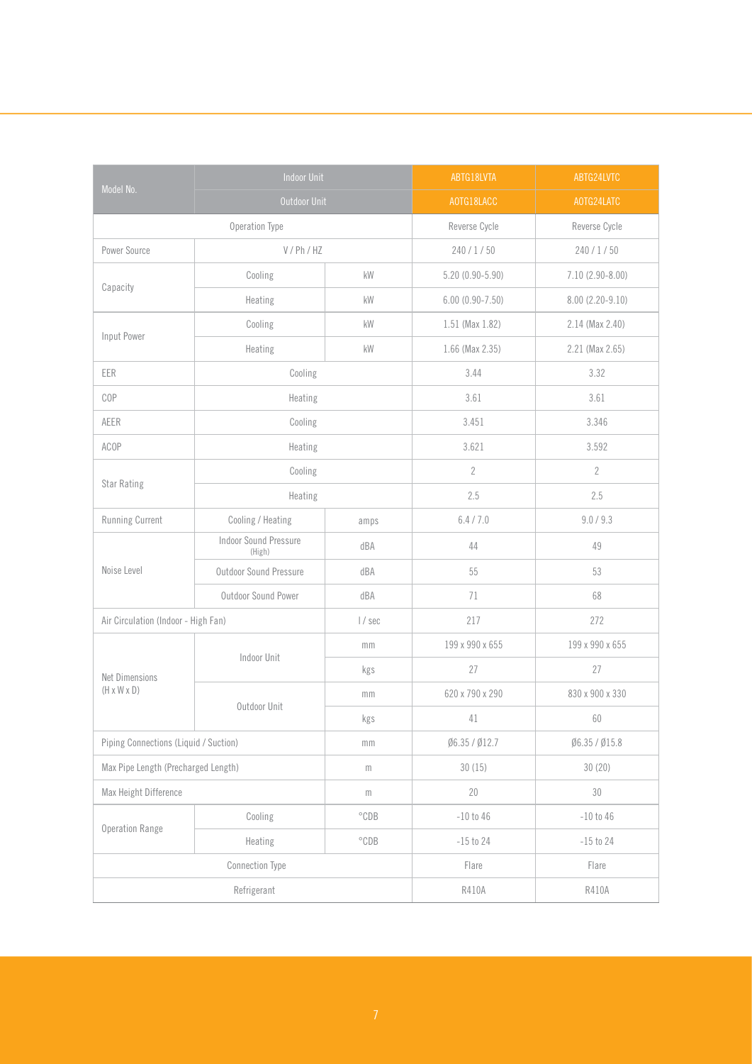| Model No. | Indoor Unit | | ABTG18LVTA | ABTG24LVTC |
|---|---|---|---|---|
| | Outdoor Unit | | AOTG18LACC | AOTG24LATC |
| Operation Type | | | Reverse Cycle | Reverse Cycle |
| Power Source | V / Ph / HZ | | 240 / 1 / 50 | 240 / 1 / 50 |
| Capacity | Cooling | kW | 5.20 (0.90-5.90) | 7.10 (2.90-8.00) |
| | Heating | kW | 6.00 (0.90-7.50) | 8.00 (2.20-9.10) |
| Input Power | Cooling | kW | 1.51 (Max 1.82) | 2.14 (Max 2.40) |
| | Heating | kW | 1.66 (Max 2.35) | 2.21 (Max 2.65) |
| EER | Cooling | | 3.44 | 3.32 |
| COP | Heating | | 3.61 | 3.61 |
| AEER | Cooling | | 3.451 | 3.346 |
| ACOP | Heating | | 3.621 | 3.592 |
| Star Rating | Cooling | | 2 | 2 |
| | Heating | | 2.5 | 2.5 |
| Running Current | Cooling / Heating | amps | 6.4 / 7.0 | 9.0 / 9.3 |
| Noise Level | Indoor Sound Pressure (High) | dBA | 44 | 49 |
| | Outdoor Sound Pressure | dBA | 55 | 53 |
| | Outdoor Sound Power | dBA | 71 | 68 |
| Air Circulation (Indoor - High Fan) | | l / sec | 217 | 272 |
| Net Dimensions (H x W x D) | Indoor Unit | mm | 199 x 990 x 655 | 199 x 990 x 655 |
| | | kgs | 27 | 27 |
| | Outdoor Unit | mm | 620 x 790 x 290 | 830 x 900 x 330 |
| | | kgs | 41 | 60 |
| Piping Connections (Liquid / Suction) | | mm | Ø6.35 / Ø12.7 | Ø6.35 / Ø15.8 |
| Max Pipe Length (Precharged Length) | | m | 30 (15) | 30 (20) |
| Max Height Difference | | m | 20 | 30 |
| Operation Range | Cooling | °CDB | -10 to 46 | -10 to 46 |
| | Heating | °CDB | -15 to 24 | -15 to 24 |
| Connection Type | | | Flare | Flare |
| Refrigerant | | | R410A | R410A |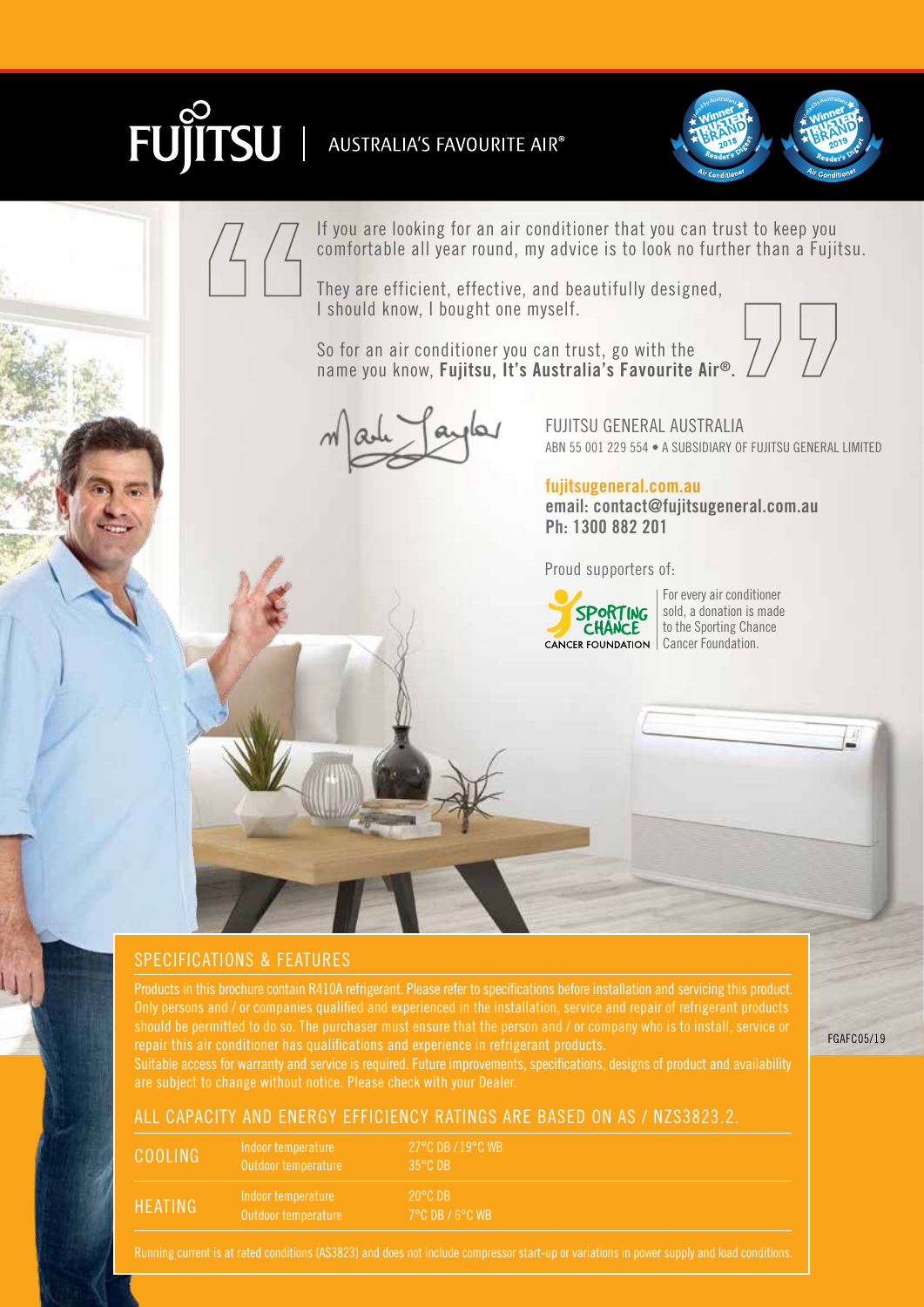FUJITSU | AUSTRALIA'S FAVOURITE AIR®

If you are looking for an air conditioner that you can trust to keep you comfortable all year round, my advice is to look no further than a Fujitsu.

They are efficient, effective, and beautifully designed, I should know, I bought one myself.

So for an air conditioner you can trust, go with the name you know, **Fujitsu, It's Australia's Favourite Air®.**

FUJITSU GENERAL AUSTRALIA

ABN 55 001 229 554 • A SUBSIDIARY OF FUJITSU GENERAL LIMITED

**fujitsugeneral.com.au**

**email: contact@fujitsugeneral.com.au**

**Ph: 1300 882 201**

Proud supporters of:

For every air conditioner sold, a donation is made to the Sporting Chance Cancer Foundation.

## SPECIFICATIONS & FEATURES

Products in this brochure contain R410A refrigerant. Please refer to specifications before installation and servicing this product. Only persons and / or companies qualified and experienced in the installation, service and repair of refrigerant products should be permitted to do so. The purchaser must ensure that the person and / or company who is to install, service or repair this air conditioner has qualifications and experience in refrigerant products.

Suitable access for warranty and service is required. Future improvements, specifications, designs of product and availability are subject to change without notice. Please check with your Dealer.

## ALL CAPACITY AND ENERGY EFFICIENCY RATINGS ARE BASED ON AS / NZS3823.2.

| | | |
|---|---|---|
| COOLING | Indoor temperature | 27°C DB / 19°C WB |
| | Outdoor temperature | 35°C DB |
| HEATING | Indoor temperature | 20°C DB |
| | Outdoor temperature | 7°C DB / 6°C WB |

Running current is at rated conditions (AS3823) and does not include compressor start-up or variations in power supply and load conditions.

FGAFC05/19